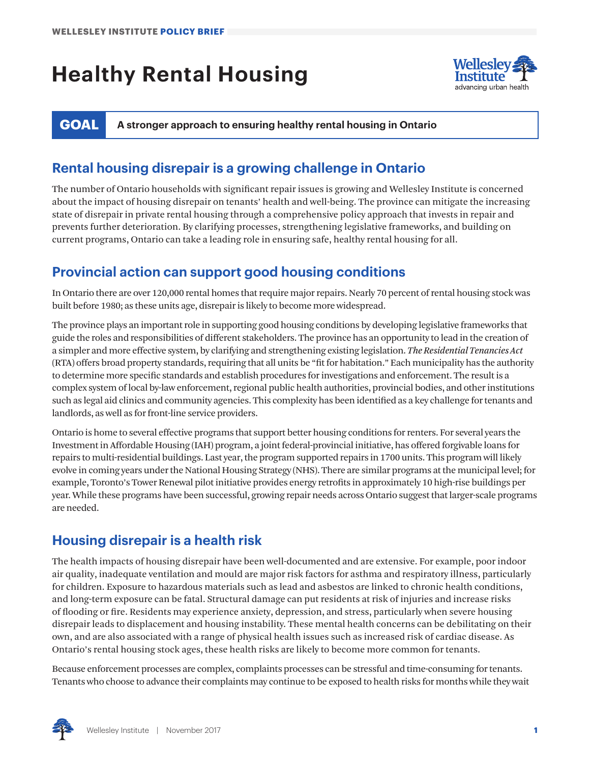# Healthy Rental Housing

**GOAL** | **A stronger approach to ensuring healthy rental housing in Ontario**

## Rental housing disrepair is a growing challenge in Ontario

The number of Ontario households with significant repair issues is growing and Wellesley Institute is concerned about the impact of housing disrepair on tenants' health and well-being. The province can mitigate the increasing state of disrepair in private rental housing through a comprehensive policy approach that invests in repair and prevents further deterioration. By clarifying processes, strengthening legislative frameworks, and building on current programs, Ontario can take a leading role in ensuring safe, healthy rental housing for all.

## Provincial action can support good housing conditions

In Ontario there are over 120,000 rental homes that require major repairs. Nearly 70 percent of rental housing stock was built before 1980; as these units age, disrepair is likely to become more widespread.

The province plays an important role in supporting good housing conditions by developing legislative frameworks that guide the roles and responsibilities of different stakeholders. The province has an opportunity to lead in the creation of a simpler and more effective system, by clarifying and strengthening existing legislation. ***The Residential Tenancies Act*** (RTA) offers broad property standards, requiring that all units be "fit for habitation." Each municipality has the authority to determine more specific standards and establish procedures for investigations and enforcement. The result is a complex system of local by-law enforcement, regional public health authorities, provincial bodies, and other institutions such as legal aid clinics and community agencies. This complexity has been identified as a key challenge for tenants and landlords, as well as for front-line service providers.

Ontario is home to several effective programs that support better housing conditions for renters. For several years the Investment in Affordable Housing (IAH) program, a joint federal-provincial initiative, has offered forgivable loans for repairs to multi-residential buildings. Last year, the program supported repairs in 1700 units. This program will likely evolve in coming years under the National Housing Strategy (NHS). There are similar programs at the municipal level; for example, Toronto's Tower Renewal pilot initiative provides energy retrofits in approximately 10 high-rise buildings per year. While these programs have been successful, growing repair needs across Ontario suggest that larger-scale programs are needed.

## Housing disrepair is a health risk

The health impacts of housing disrepair have been well-documented and are extensive. For example, poor indoor air quality, inadequate ventilation and mould are major risk factors for asthma and respiratory illness, particularly for children. Exposure to hazardous materials such as lead and asbestos are linked to chronic health conditions, and long-term exposure can be fatal. Structural damage can put residents at risk of injuries and increase risks of flooding or fire. Residents may experience anxiety, depression, and stress, particularly when severe housing disrepair leads to displacement and housing instability. These mental health concerns can be debilitating on their own, and are also associated with a range of physical health issues such as increased risk of cardiac disease. As Ontario's rental housing stock ages, these health risks are likely to become more common for tenants.

Because enforcement processes are complex, complaints processes can be stressful and time-consuming for tenants. Tenants who choose to advance their complaints may continue to be exposed to health risks for months while they wait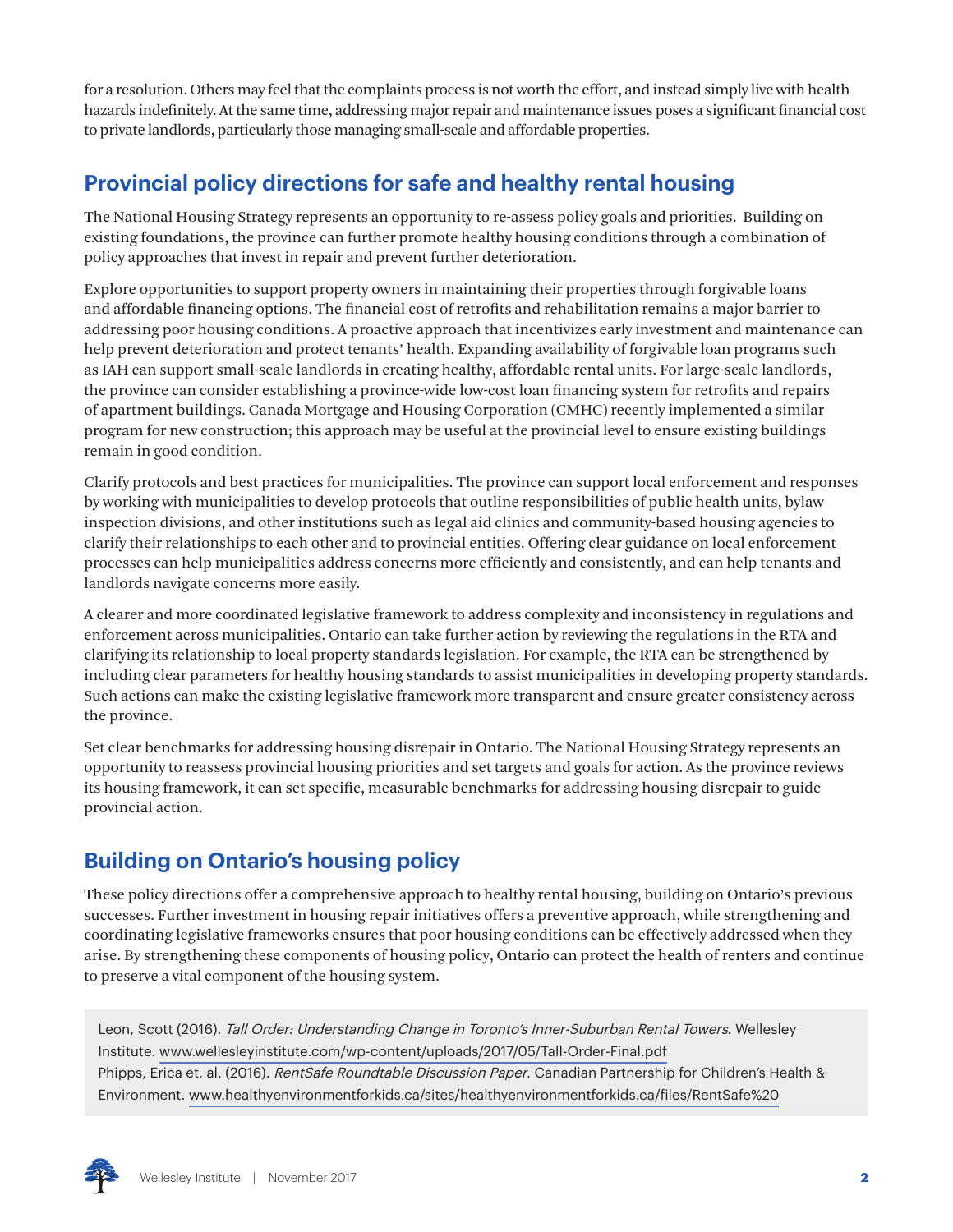for a resolution. Others may feel that the complaints process is not worth the effort, and instead simply live with health hazards indefinitely. At the same time, addressing major repair and maintenance issues poses a significant financial cost to private landlords, particularly those managing small-scale and affordable properties.

## Provincial policy directions for safe and healthy rental housing

The National Housing Strategy represents an opportunity to re-assess policy goals and priorities. Building on existing foundations, the province can further promote healthy housing conditions through a combination of policy approaches that invest in repair and prevent further deterioration.

Explore opportunities to support property owners in maintaining their properties through forgivable loans and affordable financing options. The financial cost of retrofits and rehabilitation remains a major barrier to addressing poor housing conditions. A proactive approach that incentivizes early investment and maintenance can help prevent deterioration and protect tenants' health. Expanding availability of forgivable loan programs such as IAH can support small-scale landlords in creating healthy, affordable rental units. For large-scale landlords, the province can consider establishing a province-wide low-cost loan financing system for retrofits and repairs of apartment buildings. Canada Mortgage and Housing Corporation (CMHC) recently implemented a similar program for new construction; this approach may be useful at the provincial level to ensure existing buildings remain in good condition.

Clarify protocols and best practices for municipalities. The province can support local enforcement and responses by working with municipalities to develop protocols that outline responsibilities of public health units, bylaw inspection divisions, and other institutions such as legal aid clinics and community-based housing agencies to clarify their relationships to each other and to provincial entities. Offering clear guidance on local enforcement processes can help municipalities address concerns more efficiently and consistently, and can help tenants and landlords navigate concerns more easily.

A clearer and more coordinated legislative framework to address complexity and inconsistency in regulations and enforcement across municipalities. Ontario can take further action by reviewing the regulations in the RTA and clarifying its relationship to local property standards legislation. For example, the RTA can be strengthened by including clear parameters for healthy housing standards to assist municipalities in developing property standards. Such actions can make the existing legislative framework more transparent and ensure greater consistency across the province.

Set clear benchmarks for addressing housing disrepair in Ontario. The National Housing Strategy represents an opportunity to reassess provincial housing priorities and set targets and goals for action. As the province reviews its housing framework, it can set specific, measurable benchmarks for addressing housing disrepair to guide provincial action.

## Building on Ontario's housing policy

These policy directions offer a comprehensive approach to healthy rental housing, building on Ontario's previous successes. Further investment in housing repair initiatives offers a preventive approach, while strengthening and coordinating legislative frameworks ensures that poor housing conditions can be effectively addressed when they arise. By strengthening these components of housing policy, Ontario can protect the health of renters and continue to preserve a vital component of the housing system.

Leon, Scott (2016). *Tall Order: Understanding Change in Toronto's Inner-Suburban Rental Towers*. Wellesley Institute. www.wellesleyinstitute.com/wp-content/uploads/2017/05/Tall-Order-Final.pdf

Phipps, Erica et. al. (2016). *RentSafe Roundtable Discussion Paper*. Canadian Partnership for Children's Health & Environment. www.healthyenvironmentforkids.ca/sites/healthyenvironmentforkids.ca/files/RentSafe%20